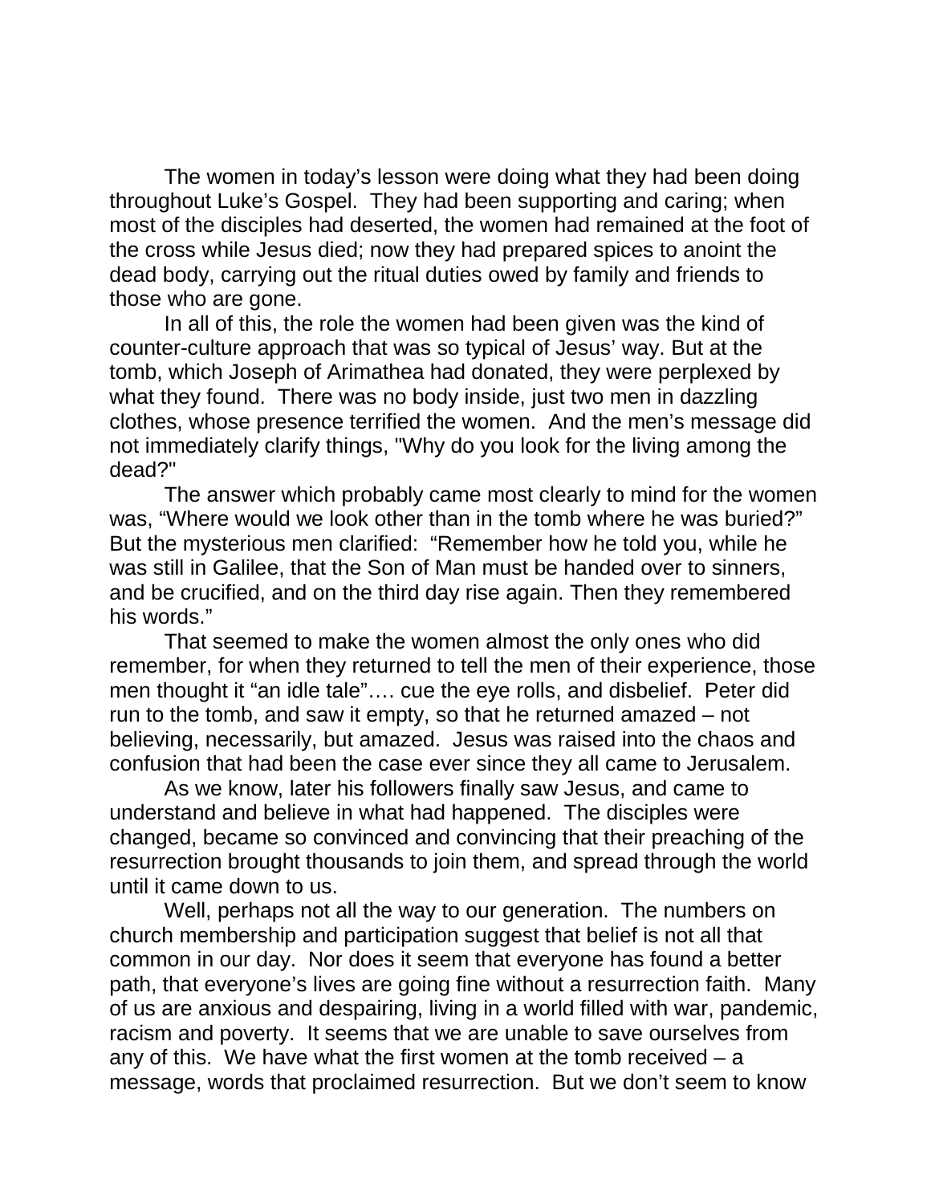The women in today's lesson were doing what they had been doing throughout Luke's Gospel. They had been supporting and caring; when most of the disciples had deserted, the women had remained at the foot of the cross while Jesus died; now they had prepared spices to anoint the dead body, carrying out the ritual duties owed by family and friends to those who are gone.

In all of this, the role the women had been given was the kind of counter-culture approach that was so typical of Jesus' way. But at the tomb, which Joseph of Arimathea had donated, they were perplexed by what they found. There was no body inside, just two men in dazzling clothes, whose presence terrified the women. And the men's message did not immediately clarify things, "Why do you look for the living among the dead?"

The answer which probably came most clearly to mind for the women was, "Where would we look other than in the tomb where he was buried?" But the mysterious men clarified: "Remember how he told you, while he was still in Galilee, that the Son of Man must be handed over to sinners, and be crucified, and on the third day rise again. Then they remembered his words."

That seemed to make the women almost the only ones who did remember, for when they returned to tell the men of their experience, those men thought it "an idle tale"…. cue the eye rolls, and disbelief. Peter did run to the tomb, and saw it empty, so that he returned amazed – not believing, necessarily, but amazed. Jesus was raised into the chaos and confusion that had been the case ever since they all came to Jerusalem.

As we know, later his followers finally saw Jesus, and came to understand and believe in what had happened. The disciples were changed, became so convinced and convincing that their preaching of the resurrection brought thousands to join them, and spread through the world until it came down to us.

Well, perhaps not all the way to our generation. The numbers on church membership and participation suggest that belief is not all that common in our day. Nor does it seem that everyone has found a better path, that everyone's lives are going fine without a resurrection faith. Many of us are anxious and despairing, living in a world filled with war, pandemic, racism and poverty. It seems that we are unable to save ourselves from any of this. We have what the first women at the tomb received – a message, words that proclaimed resurrection. But we don't seem to know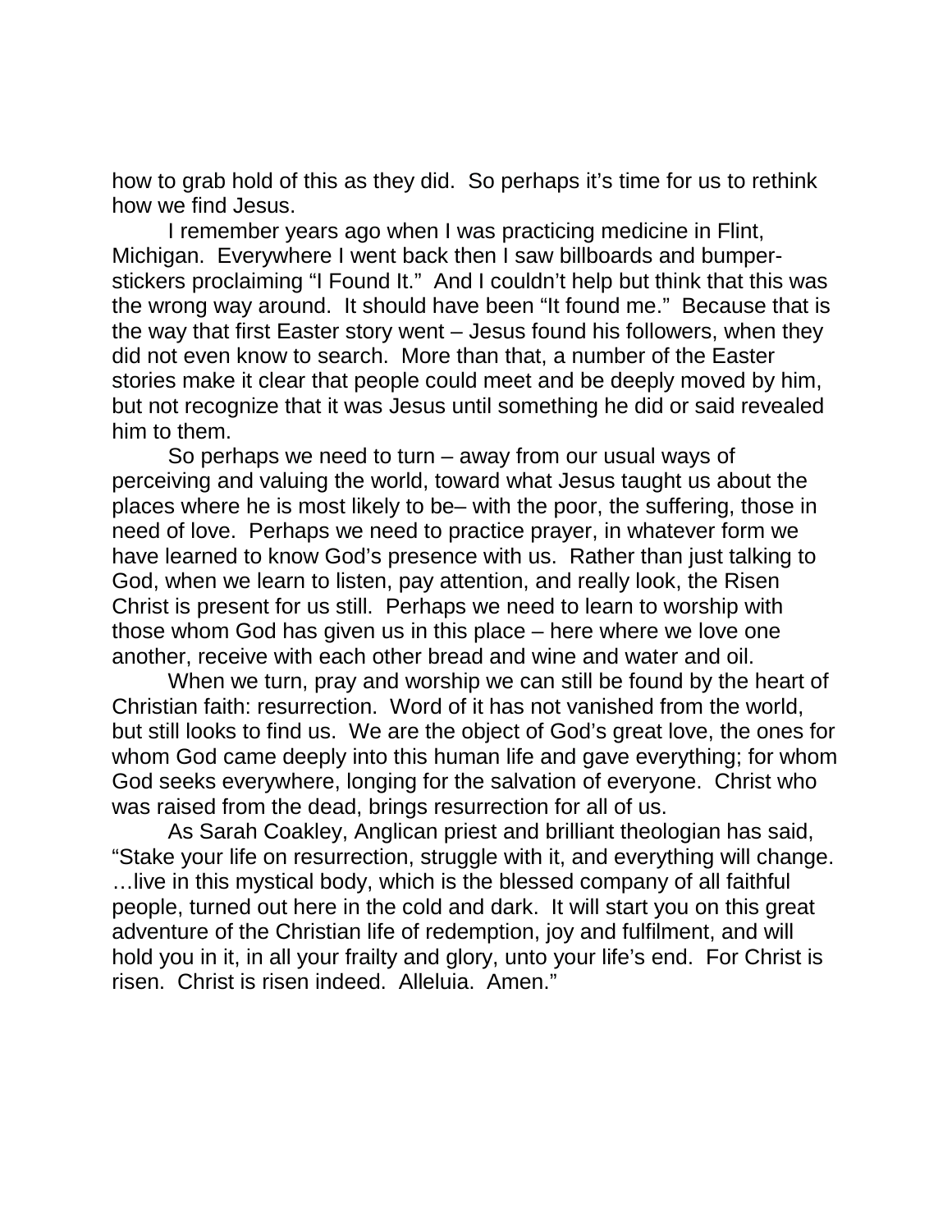how to grab hold of this as they did. So perhaps it's time for us to rethink how we find Jesus.

I remember years ago when I was practicing medicine in Flint, Michigan. Everywhere I went back then I saw billboards and bumper-stickers proclaiming "I Found It." And I couldn't help but think that this was the wrong way around. It should have been "It found me." Because that is the way that first Easter story went – Jesus found his followers, when they did not even know to search. More than that, a number of the Easter stories make it clear that people could meet and be deeply moved by him, but not recognize that it was Jesus until something he did or said revealed him to them.

So perhaps we need to turn – away from our usual ways of perceiving and valuing the world, toward what Jesus taught us about the places where he is most likely to be– with the poor, the suffering, those in need of love. Perhaps we need to practice prayer, in whatever form we have learned to know God's presence with us. Rather than just talking to God, when we learn to listen, pay attention, and really look, the Risen Christ is present for us still. Perhaps we need to learn to worship with those whom God has given us in this place – here where we love one another, receive with each other bread and wine and water and oil.

When we turn, pray and worship we can still be found by the heart of Christian faith: resurrection. Word of it has not vanished from the world, but still looks to find us. We are the object of God's great love, the ones for whom God came deeply into this human life and gave everything; for whom God seeks everywhere, longing for the salvation of everyone. Christ who was raised from the dead, brings resurrection for all of us.

As Sarah Coakley, Anglican priest and brilliant theologian has said, "Stake your life on resurrection, struggle with it, and everything will change. …live in this mystical body, which is the blessed company of all faithful people, turned out here in the cold and dark. It will start you on this great adventure of the Christian life of redemption, joy and fulfilment, and will hold you in it, in all your frailty and glory, unto your life's end. For Christ is risen. Christ is risen indeed. Alleluia. Amen."